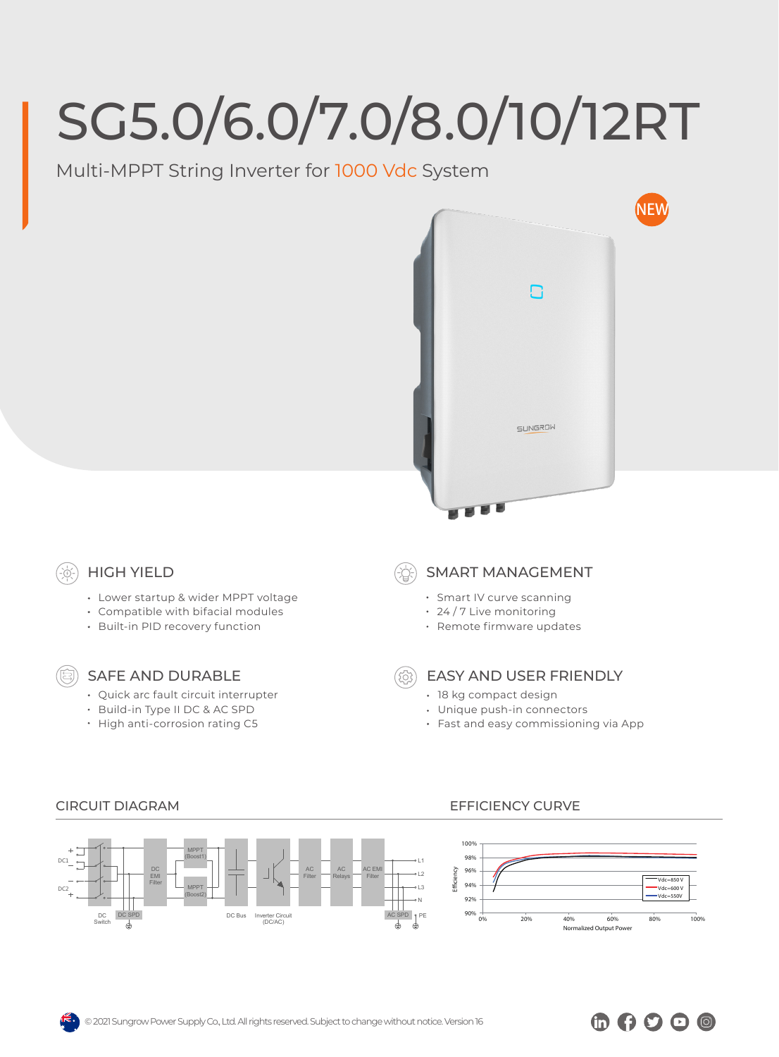# SG5.0/6.0/7.0/8.0/10/12RT

Multi-MPPT String Inverter for 1000 Vdc System

NEW

## HIGH YIELD

- Lower startup & wider MPPT voltage
- Compatible with bifacial modules
- Built-in PID recovery function

## SMART MANAGEMENT

- Smart IV curve scanning
- 24 / 7 Live monitoring
- Remote firmware updates

## SAFE AND DURABLE

- Quick arc fault circuit interrupter
- Build-in Type II DC & AC SPD
- High anti-corrosion rating C5

## EASY AND USER FRIENDLY

- 18 kg compact design
- Unique push-in connectors
- Fast and easy commissioning via App

## CIRCUIT DIAGRAM

## EFFICIENCY CURVE

© 2021 Sungrow Power Supply Co., Ltd. All rights reserved. Subject to change without notice. Version 16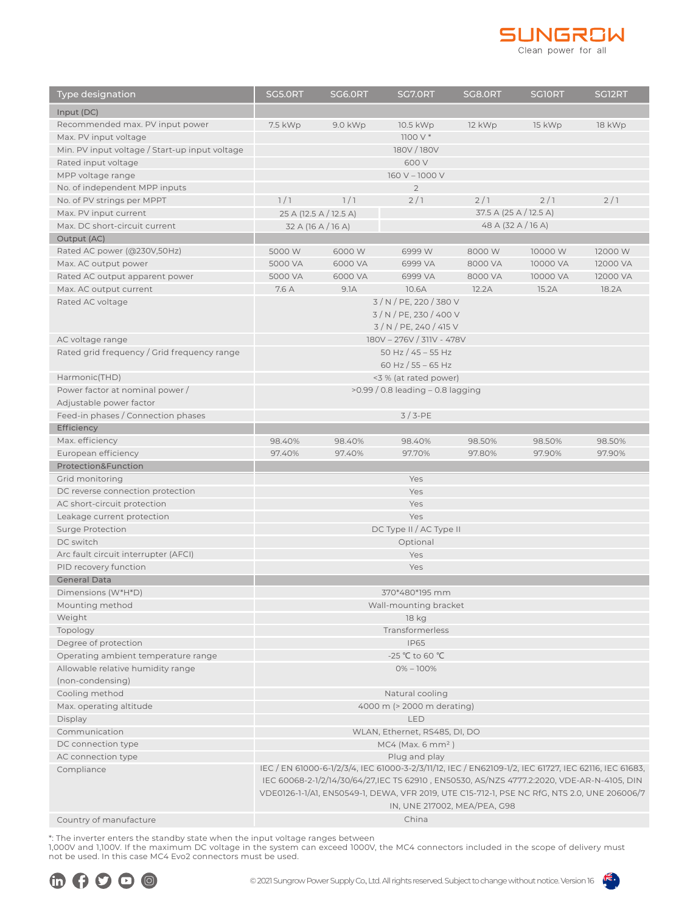| Type designation | SG5.0RT | SG6.0RT | SG7.0RT | SG8.0RT | SG10RT | SG12RT |
|---|---|---|---|---|---|---|
| **Input (DC)** | | | | | | |
| Recommended max. PV input power | 7.5 kWp | 9.0 kWp | 10.5 kWp | 12 kWp | 15 kWp | 18 kWp |
| Max. PV input voltage | 1100 V * | | | | | |
| Min. PV input voltage / Start-up input voltage | 180V / 180V | | | | | |
| Rated input voltage | 600 V | | | | | |
| MPP voltage range | 160 V – 1000 V | | | | | |
| No. of independent MPP inputs | 2 | | | | | |
| No. of PV strings per MPPT | 1 / 1 | 1 / 1 | 2 / 1 | 2 / 1 | 2 / 1 | 2 / 1 |
| Max. PV input current | 25 A (12.5 A / 12.5 A) | | 37.5 A (25 A / 12.5 A) | | | |
| Max. DC short-circuit current | 32 A (16 A / 16 A) | | 48 A (32 A / 16 A) | | | |
| **Output (AC)** | | | | | | |
| Rated AC power (@230V,50Hz) | 5000 W | 6000 W | 6999 W | 8000 W | 10000 W | 12000 W |
| Max. AC output power | 5000 VA | 6000 VA | 6999 VA | 8000 VA | 10000 VA | 12000 VA |
| Rated AC output apparent power | 5000 VA | 6000 VA | 6999 VA | 8000 VA | 10000 VA | 12000 VA |
| Max. AC output current | 7.6 A | 9.1A | 10.6A | 12.2A | 15.2A | 18.2A |
| Rated AC voltage | 3 / N / PE, 220 / 380 V<br>3 / N / PE, 230 / 400 V<br>3 / N / PE, 240 / 415 V | | | | | |
| AC voltage range | 180V – 276V / 311V - 478V | | | | | |
| Rated grid frequency / Grid frequency range | 50 Hz / 45 – 55 Hz<br>60 Hz / 55 – 65 Hz | | | | | |
| Harmonic(THD) | <3 % (at rated power) | | | | | |
| Power factor at nominal power / Adjustable power factor | >0.99 / 0.8 leading – 0.8 lagging | | | | | |
| Feed-in phases / Connection phases | 3 / 3-PE | | | | | |
| **Efficiency** | | | | | | |
| Max. efficiency | 98.40% | 98.40% | 98.40% | 98.50% | 98.50% | 98.50% |
| European efficiency | 97.40% | 97.40% | 97.70% | 97.80% | 97.90% | 97.90% |
| **Protection&Function** | | | | | | |
| Grid monitoring | Yes | | | | | |
| DC reverse connection protection | Yes | | | | | |
| AC short-circuit protection | Yes | | | | | |
| Leakage current protection | Yes | | | | | |
| Surge Protection | DC Type II / AC Type II | | | | | |
| DC switch | Optional | | | | | |
| Arc fault circuit interrupter (AFCI) | Yes | | | | | |
| PID recovery function | Yes | | | | | |
| **General Data** | | | | | | |
| Dimensions (W*H*D) | 370*480*195 mm | | | | | |
| Mounting method | Wall-mounting bracket | | | | | |
| Weight | 18 kg | | | | | |
| Topology | Transformerless | | | | | |
| Degree of protection | IP65 | | | | | |
| Operating ambient temperature range | -25 ℃ to 60 ℃ | | | | | |
| Allowable relative humidity range (non-condensing) | 0% – 100% | | | | | |
| Cooling method | Natural cooling | | | | | |
| Max. operating altitude | 4000 m (> 2000 m derating) | | | | | |
| Display | LED | | | | | |
| Communication | WLAN, Ethernet, RS485, DI, DO | | | | | |
| DC connection type | MC4 (Max. 6 mm²) | | | | | |
| AC connection type | Plug and play | | | | | |
| Compliance | IEC / EN 61000-6-1/2/3/4, IEC 61000-3-2/3/11/12, IEC / EN62109-1/2, IEC 61727, IEC 62116, IEC 61683, IEC 60068-2-1/2/14/30/64/27,IEC TS 62910 , EN50530, AS/NZS 4777.2:2020, VDE-AR-N-4105, DIN VDE0126-1-1/A1, EN50549-1, DEWA, VFR 2019, UTE C15-712-1, PSE NC RfG, NTS 2.0, UNE 206006/7 IN, UNE 217002, MEA/PEA, G98 | | | | | |
| Country of manufacture | China | | | | | |

*: The inverter enters the standby state when the input voltage ranges between 1,000V and 1,100V. If the maximum DC voltage in the system can exceed 1000V, the MC4 connectors included in the scope of delivery must not be used. In this case MC4 Evo2 connectors must be used.

© 2021 Sungrow Power Supply Co., Ltd. All rights reserved. Subject to change without notice. Version 16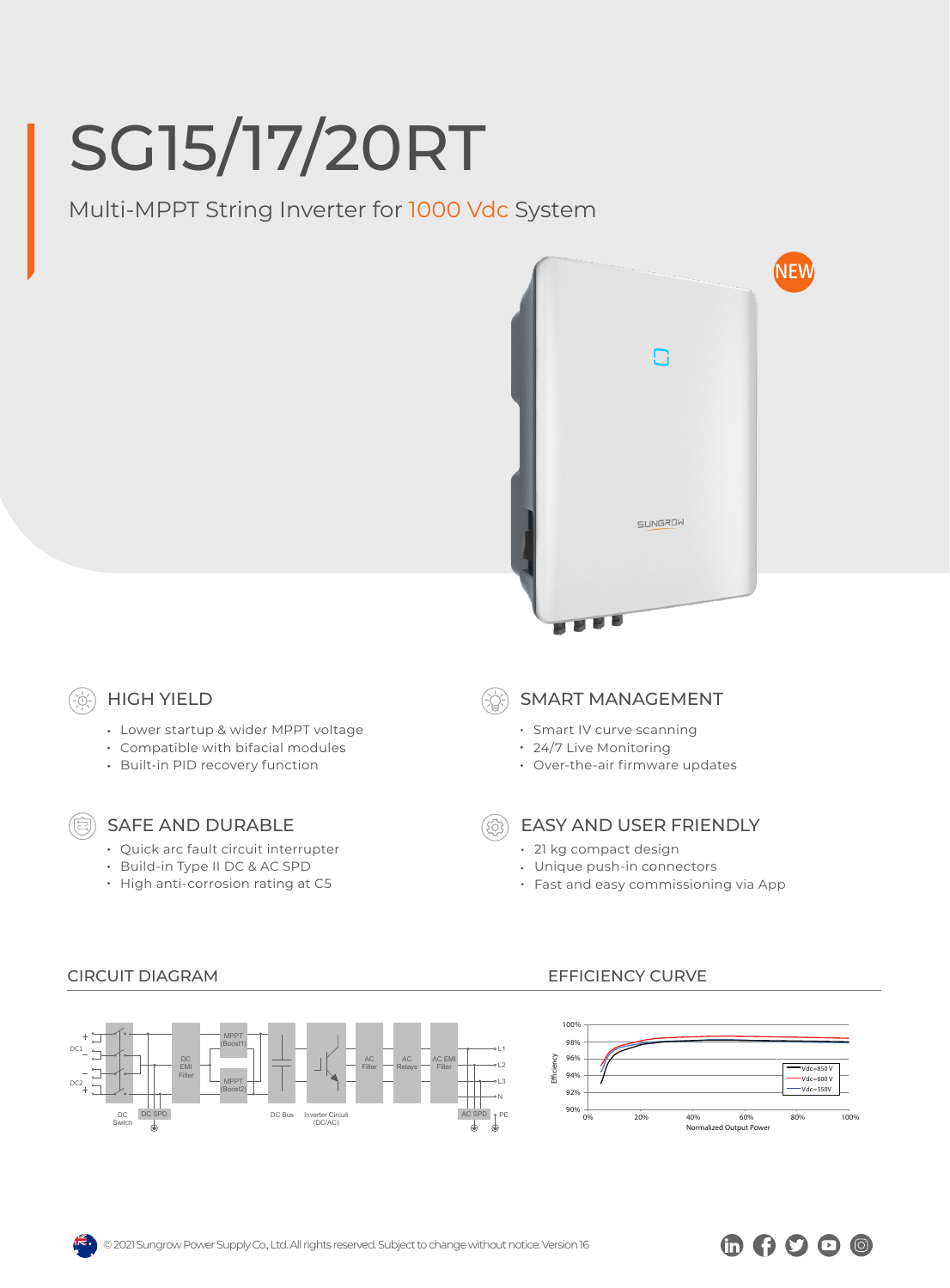# SG15/17/20RT

Multi-MPPT String Inverter for 1000 Vdc System

NEW

## HIGH YIELD

- Lower startup & wider MPPT voltage
- Compatible with bifacial modules
- Built-in PID recovery function

## SMART MANAGEMENT

- Smart IV curve scanning
- 24/7 Live Monitoring
- Over-the-air firmware updates

## SAFE AND DURABLE

- Quick arc fault circuit interrupter
- Build-in Type II DC & AC SPD
- High anti-corrosion rating at C5

## EASY AND USER FRIENDLY

- 21 kg compact design
- Unique push-in connectors
- Fast and easy commissioning via App

## CIRCUIT DIAGRAM

DC1, DC2, DC Switch, DC SPD, DC EMI Filter, MPPT (Boost1), MPPT (Boost2), DC Bus, Inverter Circuit (DC/AC), AC Filter, AC Relays, AC EMI Filter, AC SPD, L1, L2, L3, N, PE

## EFFICIENCY CURVE

Efficiency (90%–100%) vs. Normalized Output Power (0%–100%); curves: Vdc=850 V, Vdc=600 V, Vdc=550V

© 2021 Sungrow Power Supply Co., Ltd. All rights reserved. Subject to change without notice. Version 16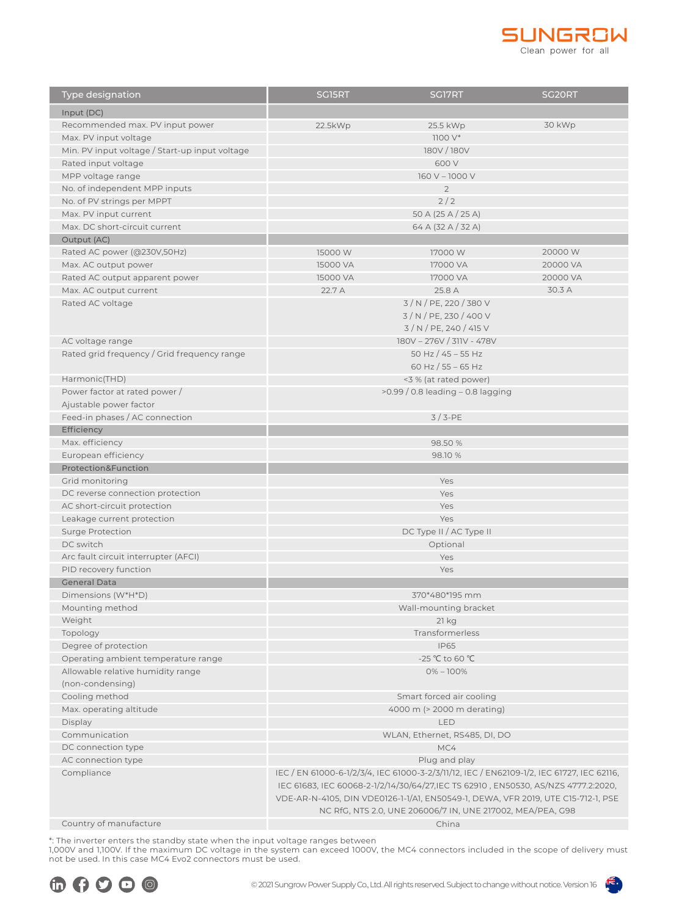| Type designation | SG15RT | SG17RT | SG20RT |
|---|---|---|---|
| **Input (DC)** | | | |
| Recommended max. PV input power | 22.5kWp | 25.5 kWp | 30 kWp |
| Max. PV input voltage | | 1100 V* | |
| Min. PV input voltage / Start-up input voltage | | 180V / 180V | |
| Rated input voltage | | 600 V | |
| MPP voltage range | | 160 V – 1000 V | |
| No. of independent MPP inputs | | 2 | |
| No. of PV strings per MPPT | | 2 / 2 | |
| Max. PV input current | | 50 A (25 A / 25 A) | |
| Max. DC short-circuit current | | 64 A (32 A / 32 A) | |
| **Output (AC)** | | | |
| Rated AC power (@230V,50Hz) | 15000 W | 17000 W | 20000 W |
| Max. AC output power | 15000 VA | 17000 VA | 20000 VA |
| Rated AC output apparent power | 15000 VA | 17000 VA | 20000 VA |
| Max. AC output current | 22.7 A | 25.8 A | 30.3 A |
| Rated AC voltage | | 3 / N / PE, 220 / 380 V<br>3 / N / PE, 230 / 400 V<br>3 / N / PE, 240 / 415 V | |
| AC voltage range | | 180V – 276V / 311V - 478V | |
| Rated grid frequency / Grid frequency range | | 50 Hz / 45 – 55 Hz<br>60 Hz / 55 – 65 Hz | |
| Harmonic(THD) | | <3 % (at rated power) | |
| Power factor at rated power / Ajustable power factor | | >0.99 / 0.8 leading – 0.8 lagging | |
| Feed-in phases / AC connection | | 3 / 3-PE | |
| **Efficiency** | | | |
| Max. efficiency | | 98.50 % | |
| European efficiency | | 98.10 % | |
| **Protection&Function** | | | |
| Grid monitoring | | Yes | |
| DC reverse connection protection | | Yes | |
| AC short-circuit protection | | Yes | |
| Leakage current protection | | Yes | |
| Surge Protection | | DC Type II / AC Type II | |
| DC switch | | Optional | |
| Arc fault circuit interrupter (AFCI) | | Yes | |
| PID recovery function | | Yes | |
| **General Data** | | | |
| Dimensions (W*H*D) | | 370*480*195 mm | |
| Mounting method | | Wall-mounting bracket | |
| Weight | | 21 kg | |
| Topology | | Transformerless | |
| Degree of protection | | IP65 | |
| Operating ambient temperature range | | -25 ℃ to 60 ℃ | |
| Allowable relative humidity range (non-condensing) | | 0% – 100% | |
| Cooling method | | Smart forced air cooling | |
| Max. operating altitude | | 4000 m (> 2000 m derating) | |
| Display | | LED | |
| Communication | | WLAN, Ethernet, RS485, DI, DO | |
| DC connection type | | MC4 | |
| AC connection type | | Plug and play | |
| Compliance | | IEC / EN 61000-6-1/2/3/4, IEC 61000-3-2/3/11/12, IEC / EN62109-1/2, IEC 61727, IEC 62116, IEC 61683, IEC 60068-2-1/2/14/30/64/27,IEC TS 62910 , EN50530, AS/NZS 4777.2:2020, VDE-AR-N-4105, DIN VDE0126-1-1/A1, EN50549-1, DEWA, VFR 2019, UTE C15-712-1, PSE NC RfG, NTS 2.0, UNE 206006/7 IN, UNE 217002, MEA/PEA, G98 | |
| Country of manufacture | | China | |

*: The inverter enters the standby state when the input voltage ranges between 1,000V and 1,100V. If the maximum DC voltage in the system can exceed 1000V, the MC4 connectors included in the scope of delivery must not be used. In this case MC4 Evo2 connectors must be used.

© 2021 Sungrow Power Supply Co., Ltd. All rights reserved. Subject to change without notice. Version 16